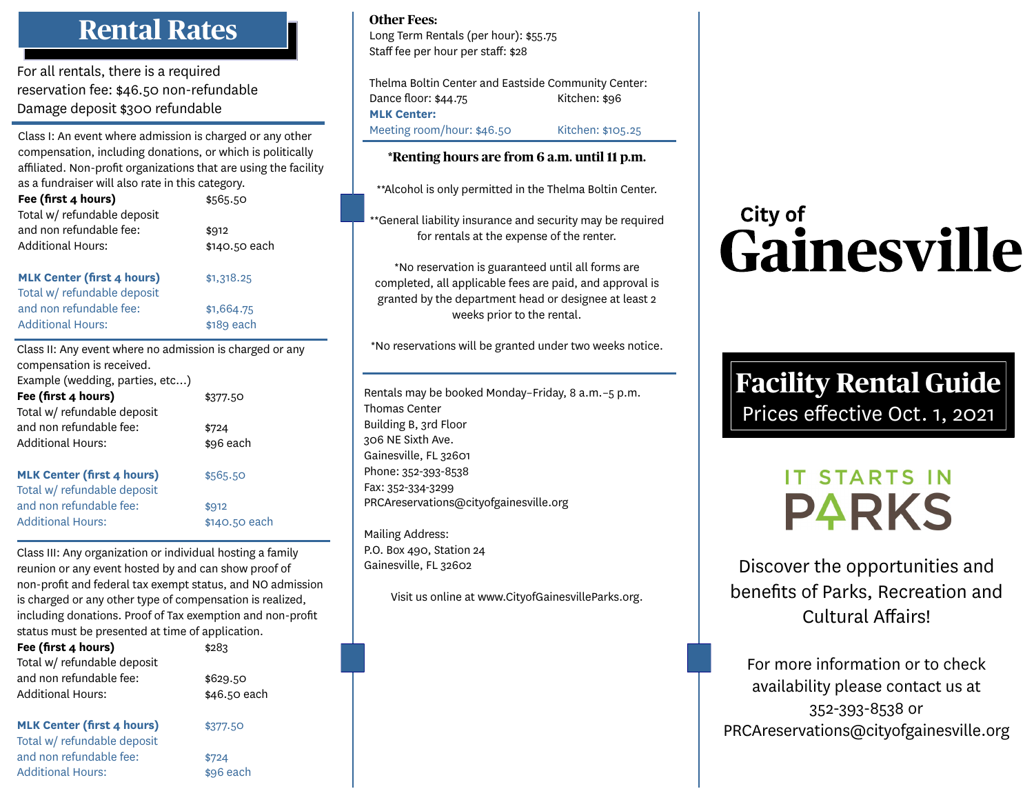# Rental Rates

For all rentals, there is a required reservation fee: $46.50 non-refundable
Damage deposit $300 refundable

Class I: An event where admission is charged or any other compensation, including donations, or which is politically affiliated. Non-profit organizations that are using the facility as a fundraiser will also rate in this category.

| | |
|---|---|
| **Fee (first 4 hours)** | $565.50 |
| Total w/ refundable deposit and non refundable fee: | $912 |
| Additional Hours: | $140.50 each |

| | |
|---|---|
| **MLK Center (first 4 hours)** | $1,318.25 |
| Total w/ refundable deposit and non refundable fee: | $1,664.75 |
| Additional Hours: | $189 each |

Class II: Any event where no admission is charged or any compensation is received.
Example (wedding, parties, etc...)

| | |
|---|---|
| **Fee (first 4 hours)** | $377.50 |
| Total w/ refundable deposit and non refundable fee: | $724 |
| Additional Hours: | $96 each |

| | |
|---|---|
| **MLK Center (first 4 hours)** | $565.50 |
| Total w/ refundable deposit and non refundable fee: | $912 |
| Additional Hours: | $140.50 each |

Class III: Any organization or individual hosting a family reunion or any event hosted by and can show proof of non-profit and federal tax exempt status, and NO admission is charged or any other type of compensation is realized, including donations. Proof of Tax exemption and non-profit status must be presented at time of application.

| | |
|---|---|
| **Fee (first 4 hours)** | $283 |
| Total w/ refundable deposit and non refundable fee: | $629.50 |
| Additional Hours: | $46.50 each |

| | |
|---|---|
| **MLK Center (first 4 hours)** | $377.50 |
| Total w/ refundable deposit and non refundable fee: | $724 |
| Additional Hours: | $96 each |

**Other Fees:**
Long Term Rentals (per hour): $55.75
Staff fee per hour per staff: $28

Thelma Boltin Center and Eastside Community Center:
Dance floor: $44.75 Kitchen: $96

**MLK Center:**
Meeting room/hour: $46.50 Kitchen: $105.25

**\*Renting hours are from 6 a.m. until 11 p.m.**

\*\*Alcohol is only permitted in the Thelma Boltin Center.

\*\*General liability insurance and security may be required for rentals at the expense of the renter.

\*No reservation is guaranteed until all forms are completed, all applicable fees are paid, and approval is granted by the department head or designee at least 2 weeks prior to the rental.

\*No reservations will be granted under two weeks notice.

Rentals may be booked Monday–Friday, 8 a.m.–5 p.m.
Thomas Center
Building B, 3rd Floor
306 NE Sixth Ave.
Gainesville, FL 32601
Phone: 352-393-8538
Fax: 352-334-3299
PRCAreservations@cityofgainesville.org

Mailing Address:
P.O. Box 490, Station 24
Gainesville, FL 32602

Visit us online at www.CityofGainesvilleParks.org.

# City of Gainesville

## Facility Rental Guide

Prices effective Oct. 1, 2021

IT STARTS IN PARKS

Discover the opportunities and benefits of Parks, Recreation and Cultural Affairs!

For more information or to check availability please contact us at 352-393-8538 or PRCAreservations@cityofgainesville.org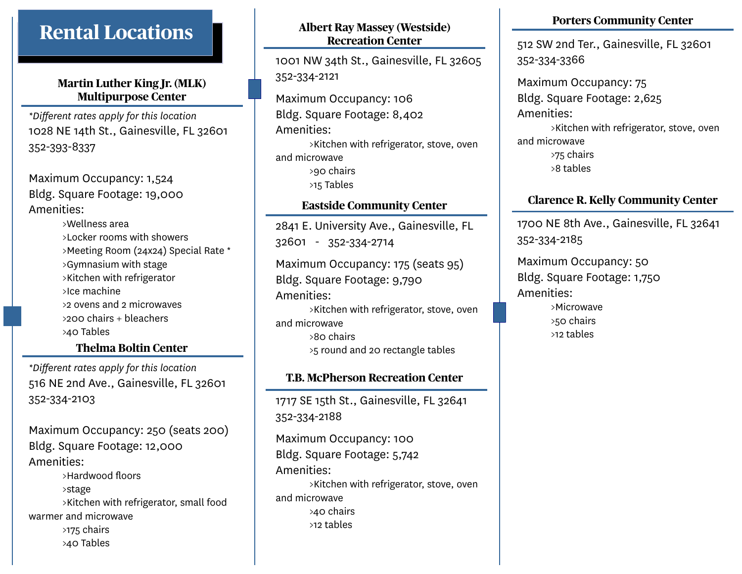# Rental Locations

## Martin Luther King Jr. (MLK) Multipurpose Center

*\*Different rates apply for this location*

1028 NE 14th St., Gainesville, FL 32601
352-393-8337

Maximum Occupancy: 1,524
Bldg. Square Footage: 19,000
Amenities:

- >Wellness area
- >Locker rooms with showers
- >Meeting Room (24x24) Special Rate *
- >Gymnasium with stage
- >Kitchen with refrigerator
- >Ice machine
- >2 ovens and 2 microwaves
- >200 chairs + bleachers
- >40 Tables

## Thelma Boltin Center

*\*Different rates apply for this location*

516 NE 2nd Ave., Gainesville, FL 32601
352-334-2103

Maximum Occupancy: 250 (seats 200)
Bldg. Square Footage: 12,000
Amenities:

- >Hardwood floors
- >stage
- >Kitchen with refrigerator, small food warmer and microwave
- >175 chairs
- >40 Tables

## Albert Ray Massey (Westside) Recreation Center

1001 NW 34th St., Gainesville, FL 32605
352-334-2121

Maximum Occupancy: 106
Bldg. Square Footage: 8,402
Amenities:

- >Kitchen with refrigerator, stove, oven and microwave
- >90 chairs
- >15 Tables

## Eastside Community Center

2841 E. University Ave., Gainesville, FL 32601 - 352-334-2714

Maximum Occupancy: 175 (seats 95)
Bldg. Square Footage: 9,790
Amenities:

- >Kitchen with refrigerator, stove, oven and microwave
- >80 chairs
- >5 round and 20 rectangle tables

## T.B. McPherson Recreation Center

1717 SE 15th St., Gainesville, FL 32641
352-334-2188

Maximum Occupancy: 100
Bldg. Square Footage: 5,742
Amenities:

- >Kitchen with refrigerator, stove, oven and microwave
- >40 chairs
- >12 tables

## Porters Community Center

512 SW 2nd Ter., Gainesville, FL 32601
352-334-3366

Maximum Occupancy: 75
Bldg. Square Footage: 2,625
Amenities:

- >Kitchen with refrigerator, stove, oven and microwave
- >75 chairs
- >8 tables

## Clarence R. Kelly Community Center

1700 NE 8th Ave., Gainesville, FL 32641
352-334-2185

Maximum Occupancy: 50
Bldg. Square Footage: 1,750
Amenities:

- >Microwave
- >50 chairs
- >12 tables